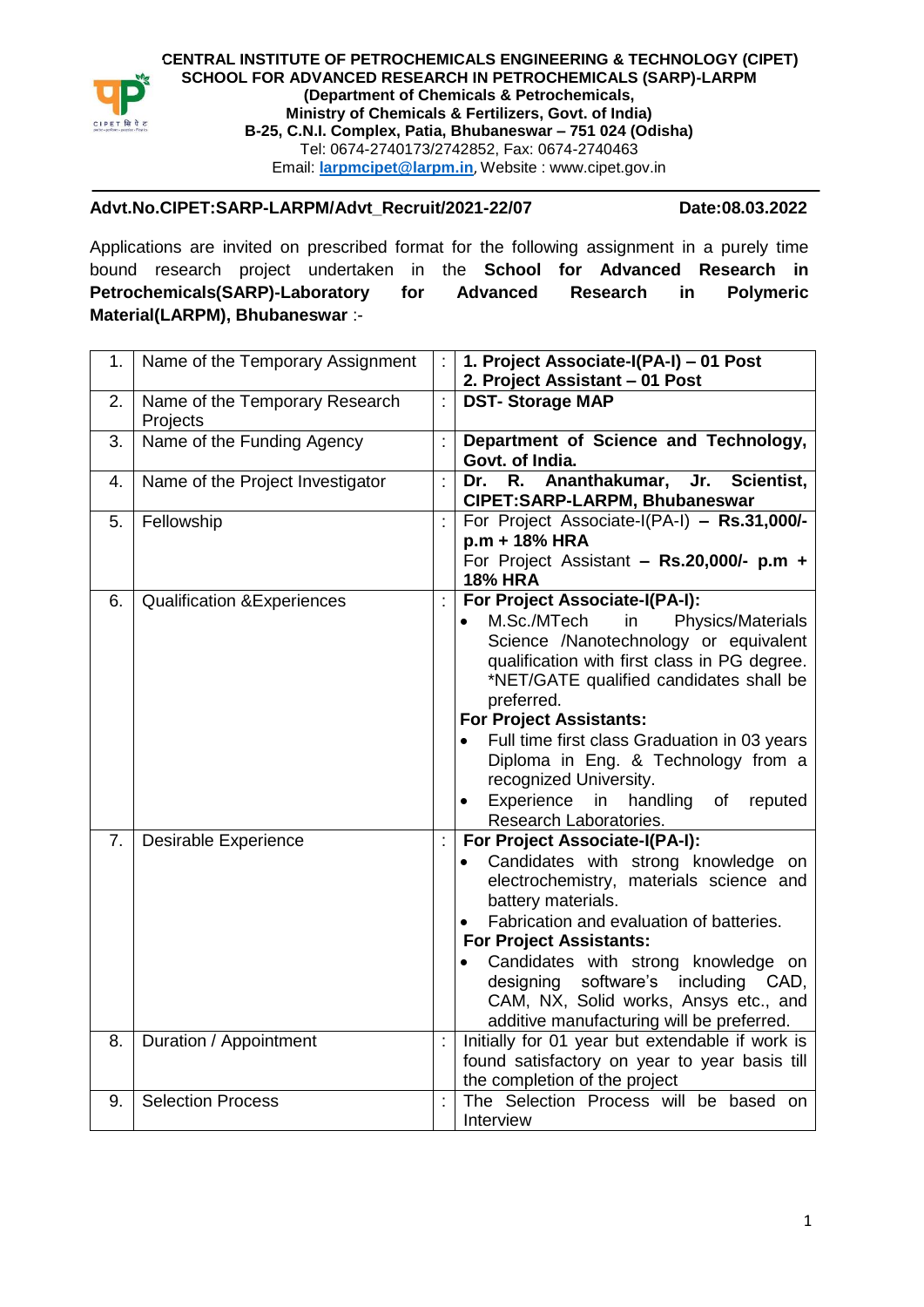**CENTRAL INSTITUTE OF PETROCHEMICALS ENGINEERING & TECHNOLOGY (CIPET)**
**SCHOOL FOR ADVANCED RESEARCH IN PETROCHEMICALS (SARP)-LARPM**
**(Department of Chemicals & Petrochemicals,**
**Ministry of Chemicals & Fertilizers, Govt. of India)**
**B-25, C.N.I. Complex, Patia, Bhubaneswar – 751 024 (Odisha)**
Tel: 0674-2740173/2742852, Fax: 0674-2740463
Email: **larpmcipet@larpm.in**, Website : www.cipet.gov.in

---

**Advt.No.CIPET:SARP-LARPM/Advt_Recruit/2021-22/07** **Date:08.03.2022**

Applications are invited on prescribed format for the following assignment in a purely time bound research project undertaken in the **School for Advanced Research in Petrochemicals(SARP)-Laboratory for Advanced Research in Polymeric Material(LARPM), Bhubaneswar** :-

| | | | |
|---|---|---|---|
| 1. | Name of the Temporary Assignment | : | **1. Project Associate-I(PA-I) – 01 Post**<br>**2. Project Assistant – 01 Post** |
| 2. | Name of the Temporary Research Projects | : | **DST- Storage MAP** |
| 3. | Name of the Funding Agency | : | **Department of Science and Technology, Govt. of India.** |
| 4. | Name of the Project Investigator | : | **Dr. R. Ananthakumar, Jr. Scientist, CIPET:SARP-LARPM, Bhubaneswar** |
| 5. | Fellowship | : | For Project Associate-I(PA-I) **– Rs.31,000/- p.m + 18% HRA**<br>For Project Assistant **– Rs.20,000/- p.m + 18% HRA** |
| 6. | Qualification &Experiences | : | **For Project Associate-I(PA-I):**<br>• M.Sc./MTech in Physics/Materials Science /Nanotechnology or equivalent qualification with first class in PG degree. *NET/GATE qualified candidates shall be preferred.<br>**For Project Assistants:**<br>• Full time first class Graduation in 03 years Diploma in Eng. & Technology from a recognized University.<br>• Experience in handling of reputed Research Laboratories. |
| 7. | Desirable Experience | : | **For Project Associate-I(PA-I):**<br>• Candidates with strong knowledge on electrochemistry, materials science and battery materials.<br>• Fabrication and evaluation of batteries.<br>**For Project Assistants:**<br>• Candidates with strong knowledge on designing software's including CAD, CAM, NX, Solid works, Ansys etc., and additive manufacturing will be preferred. |
| 8. | Duration / Appointment | : | Initially for 01 year but extendable if work is found satisfactory on year to year basis till the completion of the project |
| 9. | Selection Process | : | The Selection Process will be based on Interview |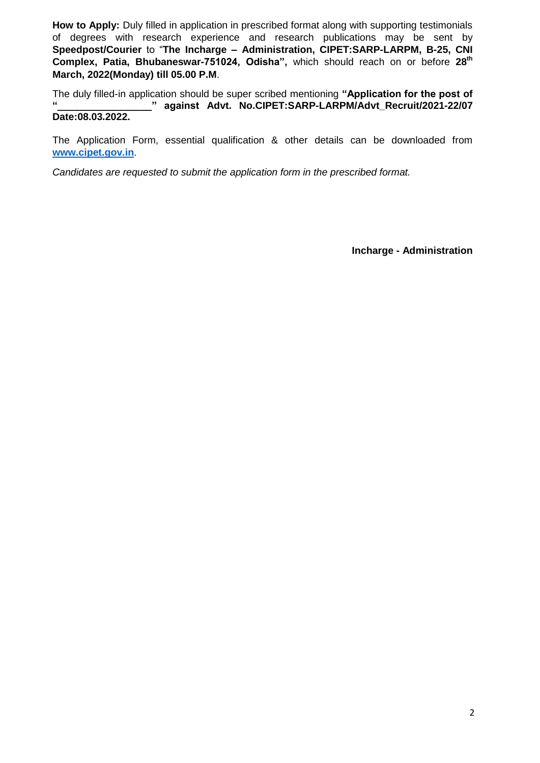**How to Apply:** Duly filled in application in prescribed format along with supporting testimonials of degrees with research experience and research publications may be sent by **Speedpost/Courier** to "**The Incharge – Administration, CIPET:SARP-LARPM, B-25, CNI Complex, Patia, Bhubaneswar-751024, Odisha",** which should reach on or before **28th March, 2022(Monday) till 05.00 P.M**.

The duly filled-in application should be super scribed mentioning **"Application for the post of "________________" against Advt. No.CIPET:SARP-LARPM/Advt_Recruit/2021-22/07 Date:08.03.2022.**

The Application Form, essential qualification & other details can be downloaded from [www.cipet.gov.in](http://www.cipet.gov.in).

*Candidates are requested to submit the application form in the prescribed format.*

**Incharge - Administration**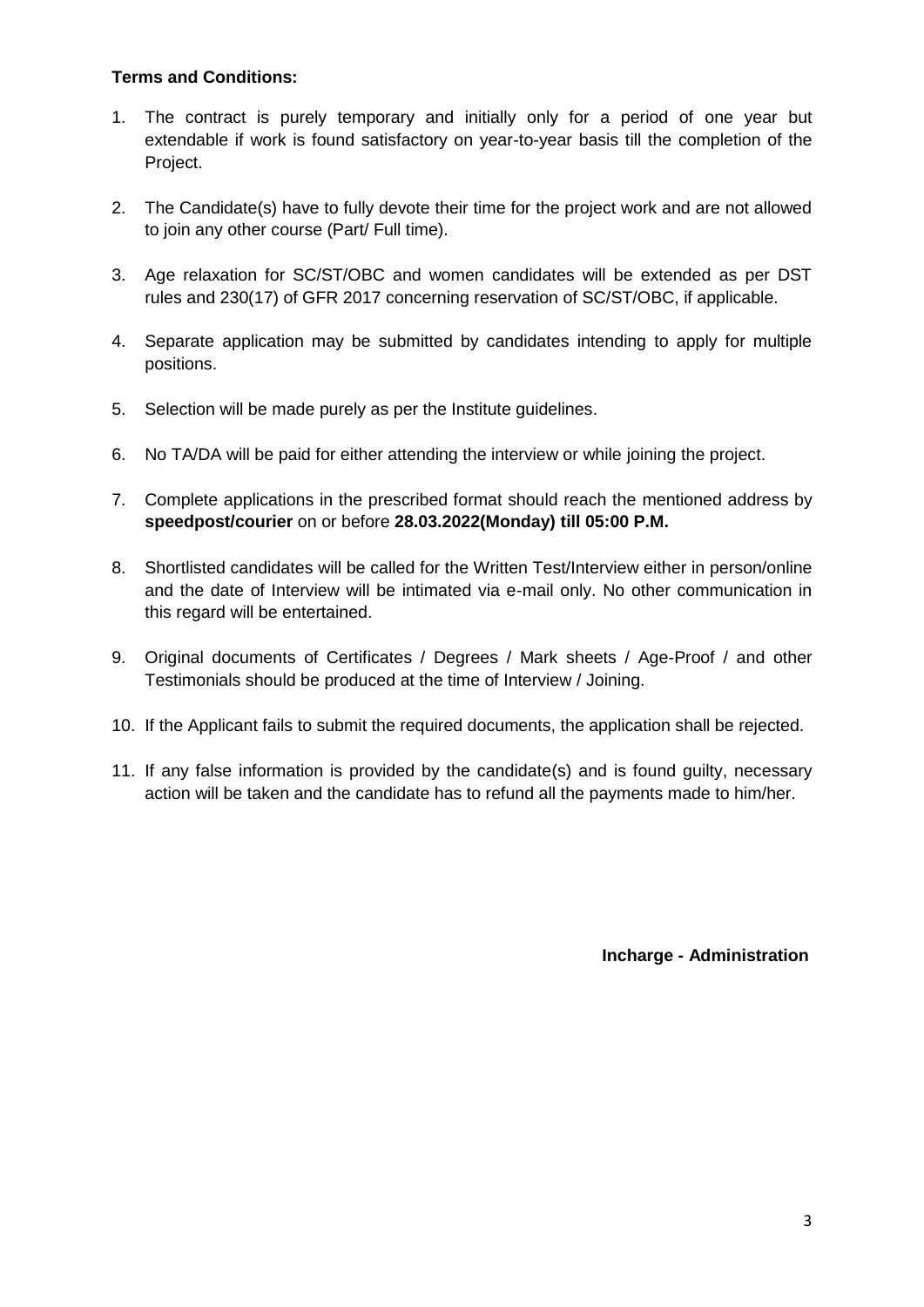**Terms and Conditions:**

1. The contract is purely temporary and initially only for a period of one year but extendable if work is found satisfactory on year-to-year basis till the completion of the Project.

2. The Candidate(s) have to fully devote their time for the project work and are not allowed to join any other course (Part/ Full time).

3. Age relaxation for SC/ST/OBC and women candidates will be extended as per DST rules and 230(17) of GFR 2017 concerning reservation of SC/ST/OBC, if applicable.

4. Separate application may be submitted by candidates intending to apply for multiple positions.

5. Selection will be made purely as per the Institute guidelines.

6. No TA/DA will be paid for either attending the interview or while joining the project.

7. Complete applications in the prescribed format should reach the mentioned address by **speedpost/courier** on or before **28.03.2022(Monday) till 05:00 P.M.**

8. Shortlisted candidates will be called for the Written Test/Interview either in person/online and the date of Interview will be intimated via e-mail only. No other communication in this regard will be entertained.

9. Original documents of Certificates / Degrees / Mark sheets / Age-Proof / and other Testimonials should be produced at the time of Interview / Joining.

10. If the Applicant fails to submit the required documents, the application shall be rejected.

11. If any false information is provided by the candidate(s) and is found guilty, necessary action will be taken and the candidate has to refund all the payments made to him/her.

**Incharge - Administration**